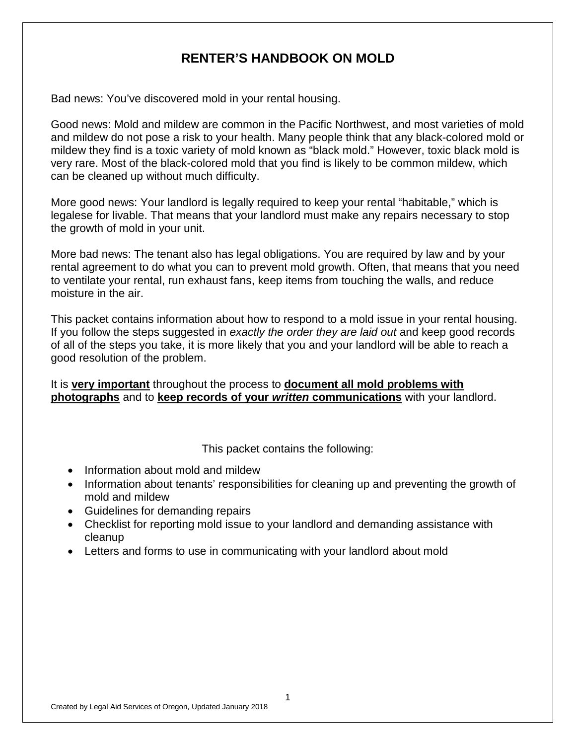# RENTER'S HANDBOOK ON MOLD

Bad news: You've discovered mold in your rental housing.

Good news: Mold and mildew are common in the Pacific Northwest, and most varieties of mold and mildew do not pose a risk to your health. Many people think that any black-colored mold or mildew they find is a toxic variety of mold known as "black mold." However, toxic black mold is very rare. Most of the black-colored mold that you find is likely to be common mildew, which can be cleaned up without much difficulty.

More good news: Your landlord is legally required to keep your rental "habitable," which is legalese for livable. That means that your landlord must make any repairs necessary to stop the growth of mold in your unit.

More bad news: The tenant also has legal obligations. You are required by law and by your rental agreement to do what you can to prevent mold growth. Often, that means that you need to ventilate your rental, run exhaust fans, keep items from touching the walls, and reduce moisture in the air.

This packet contains information about how to respond to a mold issue in your rental housing. If you follow the steps suggested in *exactly the order they are laid out* and keep good records of all of the steps you take, it is more likely that you and your landlord will be able to reach a good resolution of the problem.

It is **very important** throughout the process to **document all mold problems with photographs** and to **keep records of your *written* communications** with your landlord.

This packet contains the following:

- Information about mold and mildew
- Information about tenants' responsibilities for cleaning up and preventing the growth of mold and mildew
- Guidelines for demanding repairs
- Checklist for reporting mold issue to your landlord and demanding assistance with cleanup
- Letters and forms to use in communicating with your landlord about mold

Created by Legal Aid Services of Oregon, Updated January 2018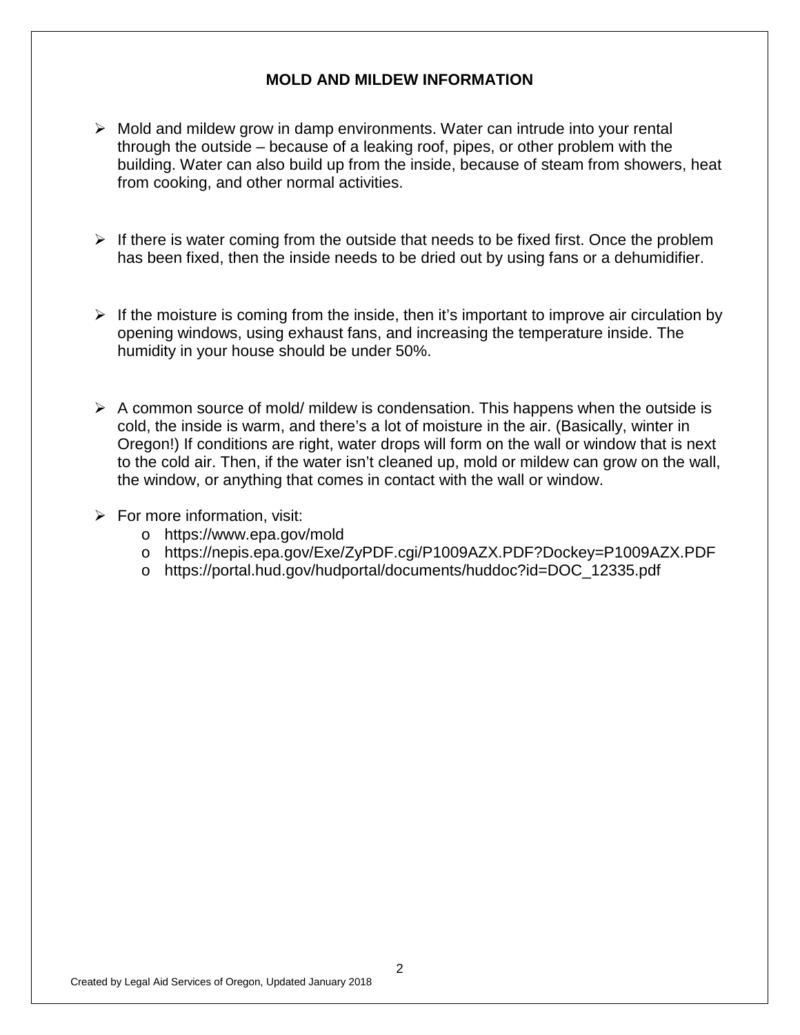## MOLD AND MILDEW INFORMATION

- Mold and mildew grow in damp environments. Water can intrude into your rental through the outside – because of a leaking roof, pipes, or other problem with the building. Water can also build up from the inside, because of steam from showers, heat from cooking, and other normal activities.

- If there is water coming from the outside that needs to be fixed first. Once the problem has been fixed, then the inside needs to be dried out by using fans or a dehumidifier.

- If the moisture is coming from the inside, then it's important to improve air circulation by opening windows, using exhaust fans, and increasing the temperature inside. The humidity in your house should be under 50%.

- A common source of mold/ mildew is condensation. This happens when the outside is cold, the inside is warm, and there's a lot of moisture in the air. (Basically, winter in Oregon!) If conditions are right, water drops will form on the wall or window that is next to the cold air. Then, if the water isn't cleaned up, mold or mildew can grow on the wall, the window, or anything that comes in contact with the wall or window.

- For more information, visit:
  - https://www.epa.gov/mold
  - https://nepis.epa.gov/Exe/ZyPDF.cgi/P1009AZX.PDF?Dockey=P1009AZX.PDF
  - https://portal.hud.gov/hudportal/documents/huddoc?id=DOC_12335.pdf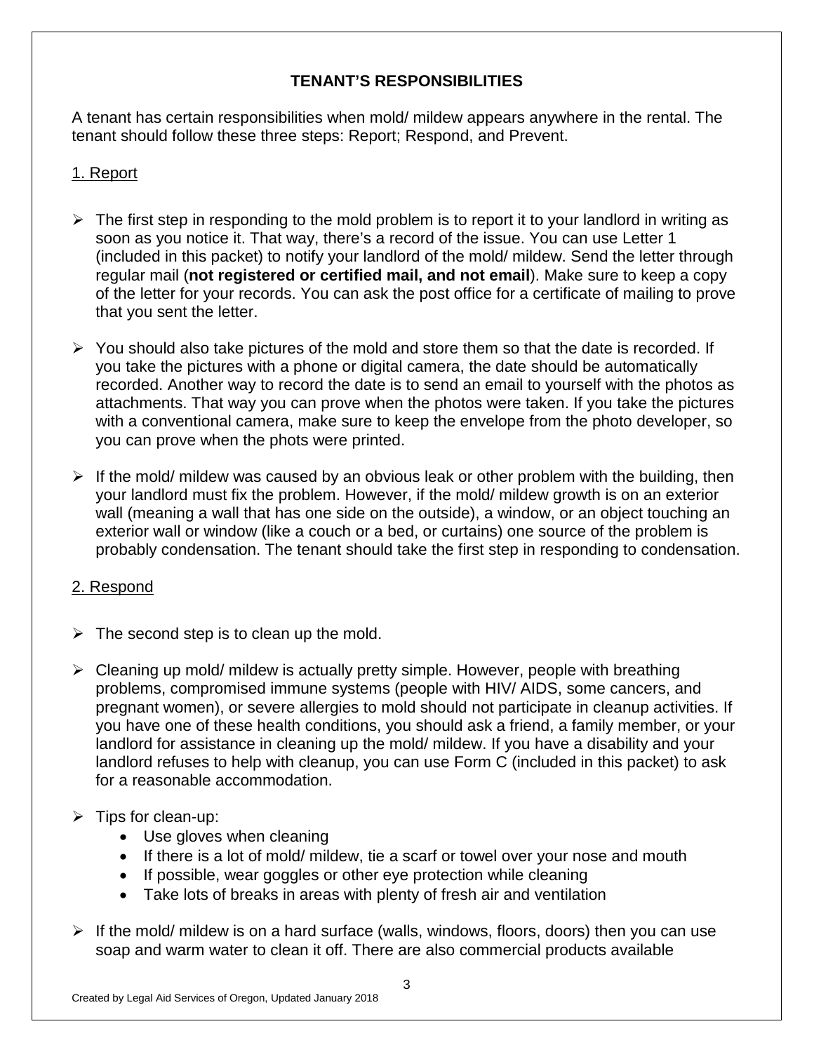## TENANT'S RESPONSIBILITIES

A tenant has certain responsibilities when mold/ mildew appears anywhere in the rental. The tenant should follow these three steps: Report; Respond, and Prevent.

### 1. Report

- The first step in responding to the mold problem is to report it to your landlord in writing as soon as you notice it. That way, there's a record of the issue. You can use Letter 1 (included in this packet) to notify your landlord of the mold/ mildew. Send the letter through regular mail (**not registered or certified mail, and not email**). Make sure to keep a copy of the letter for your records. You can ask the post office for a certificate of mailing to prove that you sent the letter.

- You should also take pictures of the mold and store them so that the date is recorded. If you take the pictures with a phone or digital camera, the date should be automatically recorded. Another way to record the date is to send an email to yourself with the photos as attachments. That way you can prove when the photos were taken. If you take the pictures with a conventional camera, make sure to keep the envelope from the photo developer, so you can prove when the phots were printed.

- If the mold/ mildew was caused by an obvious leak or other problem with the building, then your landlord must fix the problem. However, if the mold/ mildew growth is on an exterior wall (meaning a wall that has one side on the outside), a window, or an object touching an exterior wall or window (like a couch or a bed, or curtains) one source of the problem is probably condensation. The tenant should take the first step in responding to condensation.

### 2. Respond

- The second step is to clean up the mold.

- Cleaning up mold/ mildew is actually pretty simple. However, people with breathing problems, compromised immune systems (people with HIV/ AIDS, some cancers, and pregnant women), or severe allergies to mold should not participate in cleanup activities. If you have one of these health conditions, you should ask a friend, a family member, or your landlord for assistance in cleaning up the mold/ mildew. If you have a disability and your landlord refuses to help with cleanup, you can use Form C (included in this packet) to ask for a reasonable accommodation.

- Tips for clean-up:
  - Use gloves when cleaning
  - If there is a lot of mold/ mildew, tie a scarf or towel over your nose and mouth
  - If possible, wear goggles or other eye protection while cleaning
  - Take lots of breaks in areas with plenty of fresh air and ventilation

- If the mold/ mildew is on a hard surface (walls, windows, floors, doors) then you can use soap and warm water to clean it off. There are also commercial products available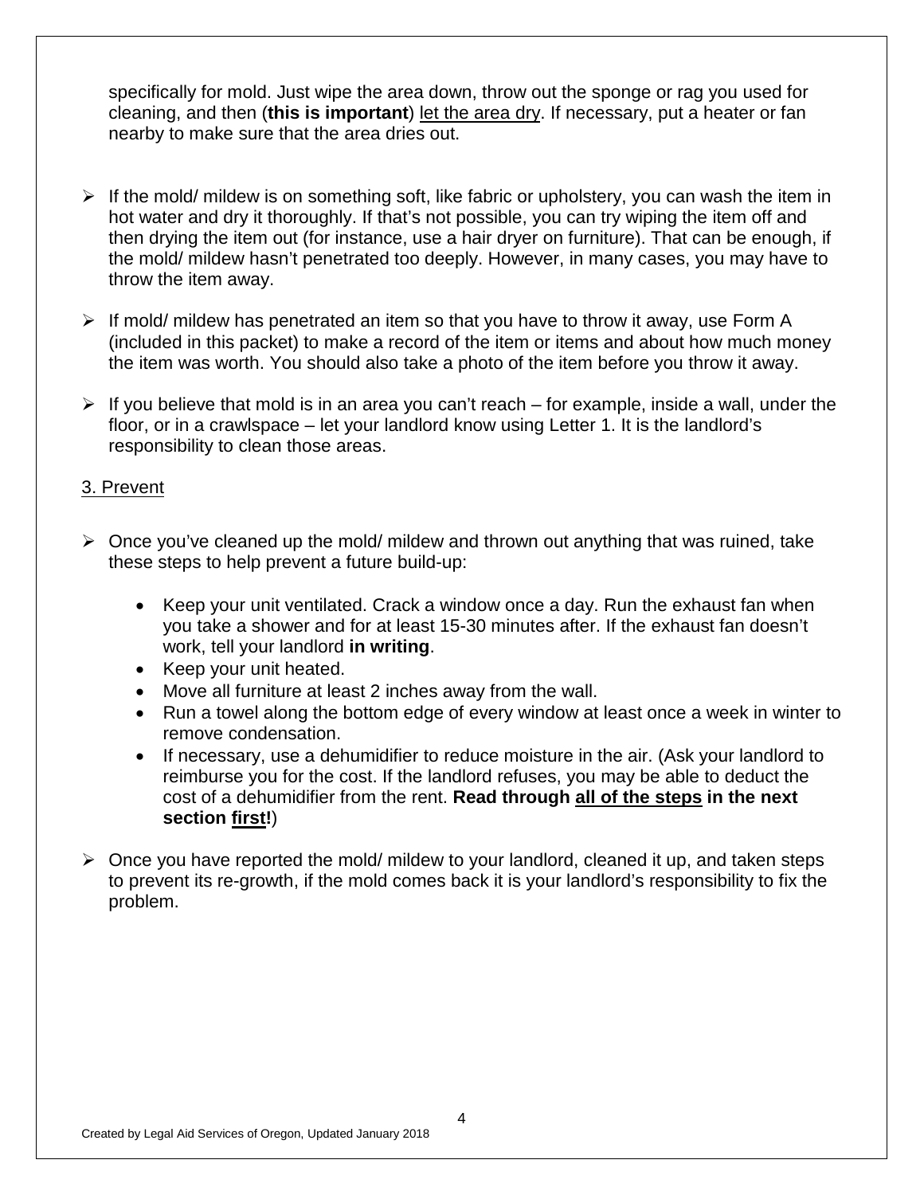specifically for mold. Just wipe the area down, throw out the sponge or rag you used for cleaning, and then (**this is important**) <u>let the area dry</u>. If necessary, put a heater or fan nearby to make sure that the area dries out.

- If the mold/ mildew is on something soft, like fabric or upholstery, you can wash the item in hot water and dry it thoroughly. If that's not possible, you can try wiping the item off and then drying the item out (for instance, use a hair dryer on furniture). That can be enough, if the mold/ mildew hasn't penetrated too deeply. However, in many cases, you may have to throw the item away.

- If mold/ mildew has penetrated an item so that you have to throw it away, use Form A (included in this packet) to make a record of the item or items and about how much money the item was worth. You should also take a photo of the item before you throw it away.

- If you believe that mold is in an area you can't reach – for example, inside a wall, under the floor, or in a crawlspace – let your landlord know using Letter 1. It is the landlord's responsibility to clean those areas.

## <u>3. Prevent</u>

- Once you've cleaned up the mold/ mildew and thrown out anything that was ruined, take these steps to help prevent a future build-up:
    - Keep your unit ventilated. Crack a window once a day. Run the exhaust fan when you take a shower and for at least 15-30 minutes after. If the exhaust fan doesn't work, tell your landlord **in writing**.
    - Keep your unit heated.
    - Move all furniture at least 2 inches away from the wall.
    - Run a towel along the bottom edge of every window at least once a week in winter to remove condensation.
    - If necessary, use a dehumidifier to reduce moisture in the air. (Ask your landlord to reimburse you for the cost. If the landlord refuses, you may be able to deduct the cost of a dehumidifier from the rent. **Read through <u>all of the steps</u> in the next section <u>first!</u>**)

- Once you have reported the mold/ mildew to your landlord, cleaned it up, and taken steps to prevent its re-growth, if the mold comes back it is your landlord's responsibility to fix the problem.

Created by Legal Aid Services of Oregon, Updated January 2018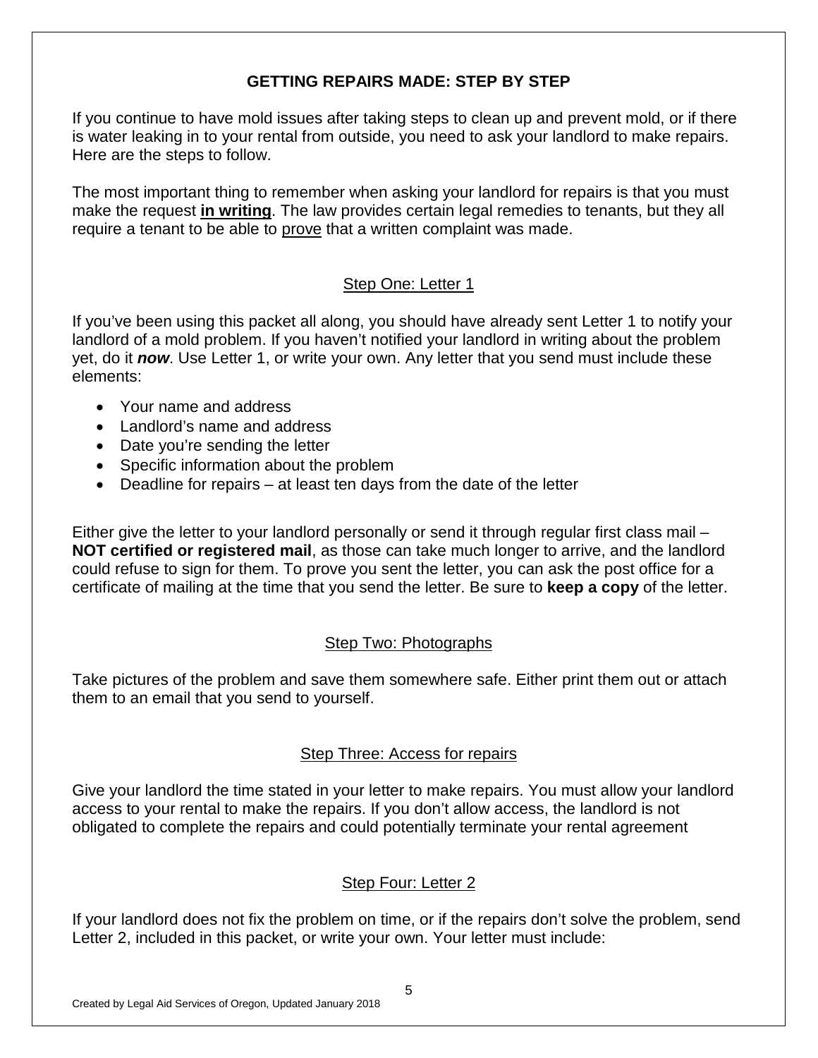## GETTING REPAIRS MADE: STEP BY STEP

If you continue to have mold issues after taking steps to clean up and prevent mold, or if there is water leaking in to your rental from outside, you need to ask your landlord to make repairs. Here are the steps to follow.

The most important thing to remember when asking your landlord for repairs is that you must make the request **<u>in writing</u>**. The law provides certain legal remedies to tenants, but they all require a tenant to be able to <u>prove</u> that a written complaint was made.

### <u>Step One: Letter 1</u>

If you've been using this packet all along, you should have already sent Letter 1 to notify your landlord of a mold problem. If you haven't notified your landlord in writing about the problem yet, do it ***now***. Use Letter 1, or write your own. Any letter that you send must include these elements:

- Your name and address
- Landlord's name and address
- Date you're sending the letter
- Specific information about the problem
- Deadline for repairs – at least ten days from the date of the letter

Either give the letter to your landlord personally or send it through regular first class mail – **NOT certified or registered mail**, as those can take much longer to arrive, and the landlord could refuse to sign for them. To prove you sent the letter, you can ask the post office for a certificate of mailing at the time that you send the letter. Be sure to **keep a copy** of the letter.

### <u>Step Two: Photographs</u>

Take pictures of the problem and save them somewhere safe. Either print them out or attach them to an email that you send to yourself.

### <u>Step Three: Access for repairs</u>

Give your landlord the time stated in your letter to make repairs. You must allow your landlord access to your rental to make the repairs. If you don't allow access, the landlord is not obligated to complete the repairs and could potentially terminate your rental agreement

### <u>Step Four: Letter 2</u>

If your landlord does not fix the problem on time, or if the repairs don't solve the problem, send Letter 2, included in this packet, or write your own. Your letter must include: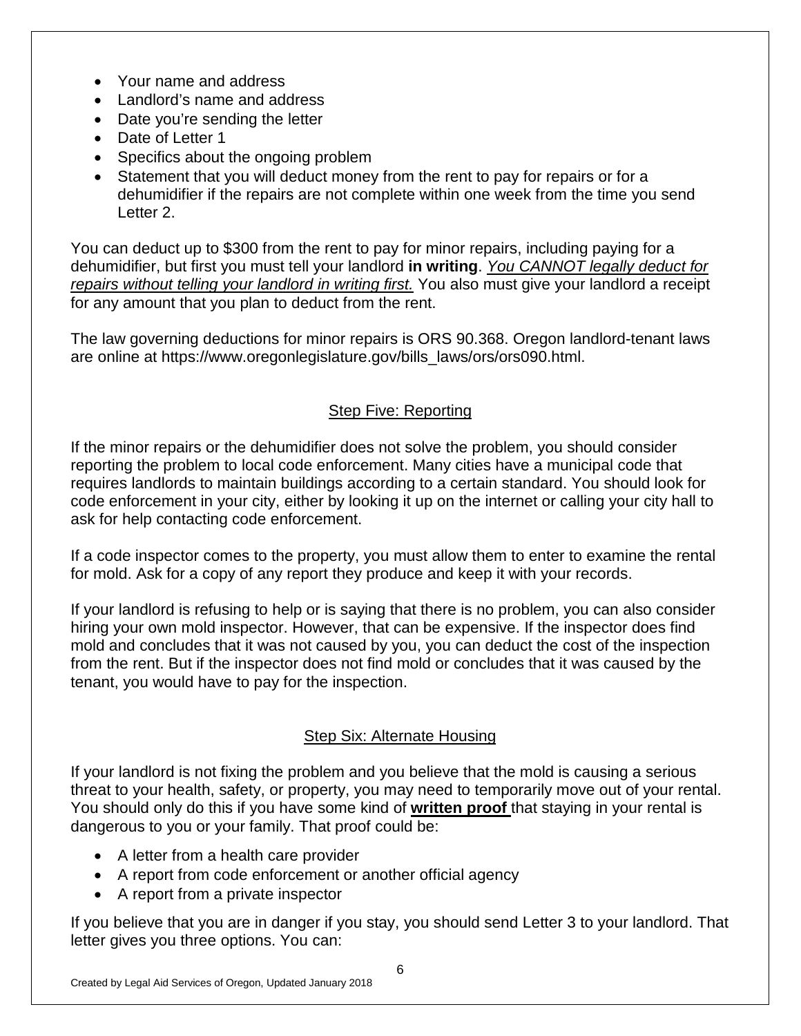- Your name and address
- Landlord's name and address
- Date you're sending the letter
- Date of Letter 1
- Specifics about the ongoing problem
- Statement that you will deduct money from the rent to pay for repairs or for a dehumidifier if the repairs are not complete within one week from the time you send Letter 2.

You can deduct up to $300 from the rent to pay for minor repairs, including paying for a dehumidifier, but first you must tell your landlord **in writing**. *You CANNOT legally deduct for repairs without telling your landlord in writing first.* You also must give your landlord a receipt for any amount that you plan to deduct from the rent.

The law governing deductions for minor repairs is ORS 90.368. Oregon landlord-tenant laws are online at https://www.oregonlegislature.gov/bills_laws/ors/ors090.html.

## Step Five: Reporting

If the minor repairs or the dehumidifier does not solve the problem, you should consider reporting the problem to local code enforcement. Many cities have a municipal code that requires landlords to maintain buildings according to a certain standard. You should look for code enforcement in your city, either by looking it up on the internet or calling your city hall to ask for help contacting code enforcement.

If a code inspector comes to the property, you must allow them to enter to examine the rental for mold. Ask for a copy of any report they produce and keep it with your records.

If your landlord is refusing to help or is saying that there is no problem, you can also consider hiring your own mold inspector. However, that can be expensive. If the inspector does find mold and concludes that it was not caused by you, you can deduct the cost of the inspection from the rent. But if the inspector does not find mold or concludes that it was caused by the tenant, you would have to pay for the inspection.

## Step Six: Alternate Housing

If your landlord is not fixing the problem and you believe that the mold is causing a serious threat to your health, safety, or property, you may need to temporarily move out of your rental. You should only do this if you have some kind of **written proof** that staying in your rental is dangerous to you or your family. That proof could be:

- A letter from a health care provider
- A report from code enforcement or another official agency
- A report from a private inspector

If you believe that you are in danger if you stay, you should send Letter 3 to your landlord. That letter gives you three options. You can: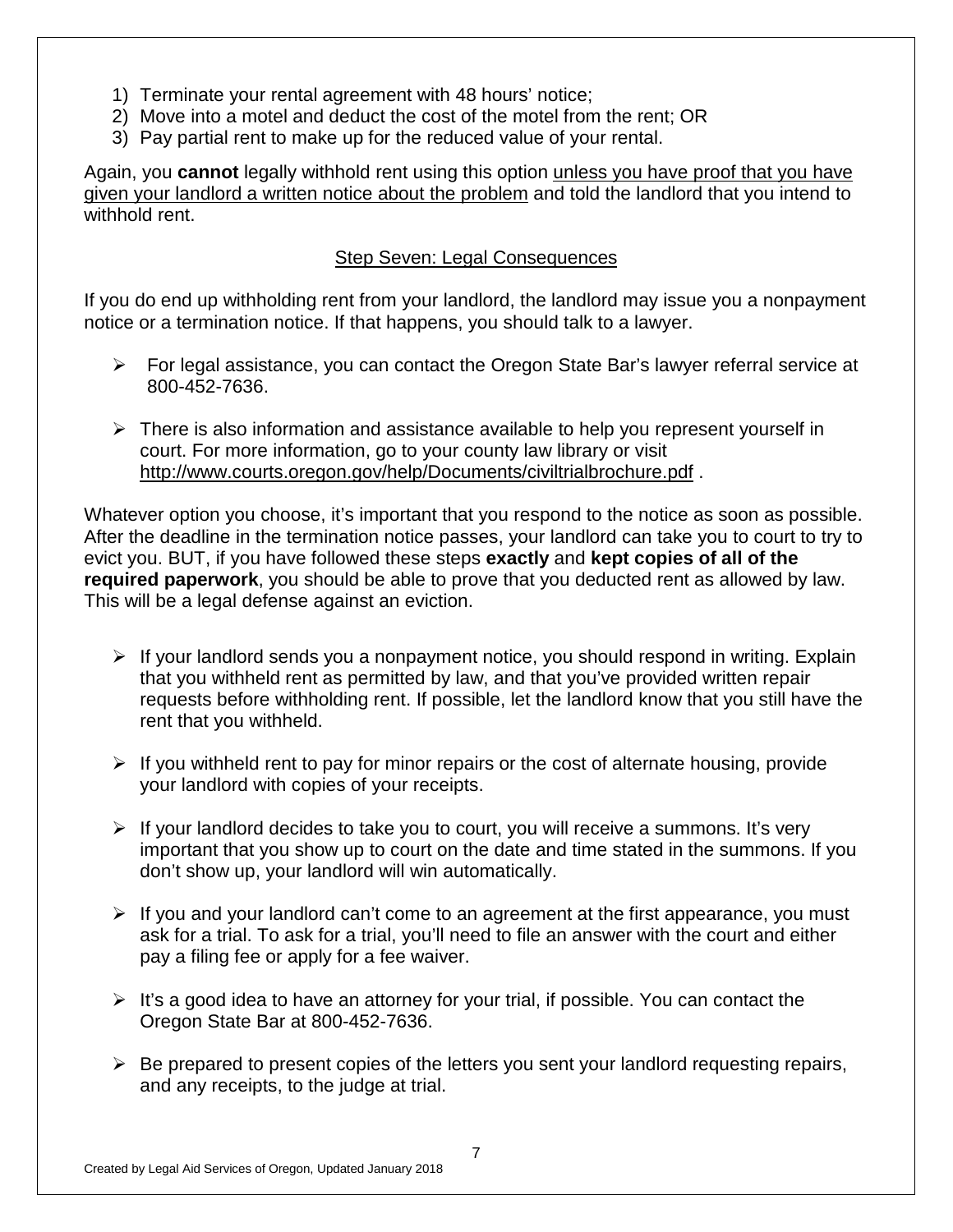1) Terminate your rental agreement with 48 hours' notice;
2) Move into a motel and deduct the cost of the motel from the rent; OR
3) Pay partial rent to make up for the reduced value of your rental.

Again, you **cannot** legally withhold rent using this option <u>unless you have proof that you have given your landlord a written notice about the problem</u> and told the landlord that you intend to withhold rent.

## <u>Step Seven: Legal Consequences</u>

If you do end up withholding rent from your landlord, the landlord may issue you a nonpayment notice or a termination notice. If that happens, you should talk to a lawyer.

- For legal assistance, you can contact the Oregon State Bar's lawyer referral service at 800-452-7636.
- There is also information and assistance available to help you represent yourself in court. For more information, go to your county law library or visit http://www.courts.oregon.gov/help/Documents/civiltrialbrochure.pdf .

Whatever option you choose, it's important that you respond to the notice as soon as possible. After the deadline in the termination notice passes, your landlord can take you to court to try to evict you. BUT, if you have followed these steps **exactly** and **kept copies of all of the required paperwork**, you should be able to prove that you deducted rent as allowed by law. This will be a legal defense against an eviction.

- If your landlord sends you a nonpayment notice, you should respond in writing. Explain that you withheld rent as permitted by law, and that you've provided written repair requests before withholding rent. If possible, let the landlord know that you still have the rent that you withheld.
- If you withheld rent to pay for minor repairs or the cost of alternate housing, provide your landlord with copies of your receipts.
- If your landlord decides to take you to court, you will receive a summons. It's very important that you show up to court on the date and time stated in the summons. If you don't show up, your landlord will win automatically.
- If you and your landlord can't come to an agreement at the first appearance, you must ask for a trial. To ask for a trial, you'll need to file an answer with the court and either pay a filing fee or apply for a fee waiver.
- It's a good idea to have an attorney for your trial, if possible. You can contact the Oregon State Bar at 800-452-7636.
- Be prepared to present copies of the letters you sent your landlord requesting repairs, and any receipts, to the judge at trial.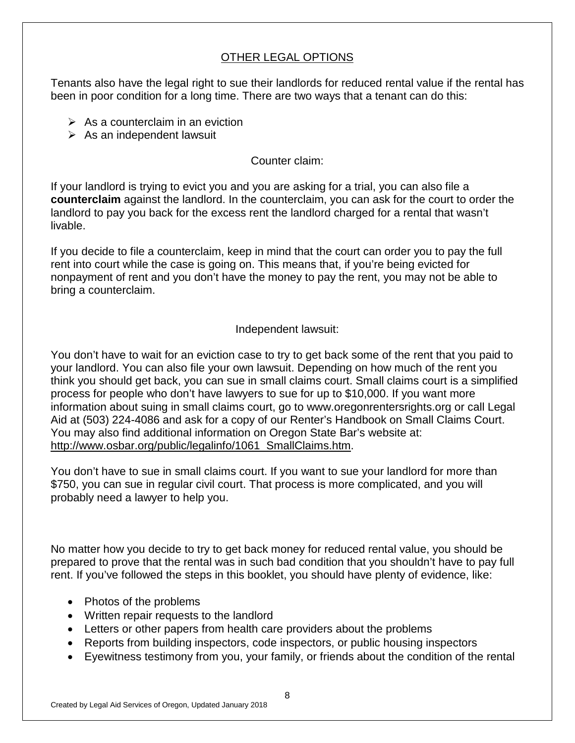## OTHER LEGAL OPTIONS

Tenants also have the legal right to sue their landlords for reduced rental value if the rental has been in poor condition for a long time. There are two ways that a tenant can do this:

- As a counterclaim in an eviction
- As an independent lawsuit

### Counter claim:

If your landlord is trying to evict you and you are asking for a trial, you can also file a **counterclaim** against the landlord. In the counterclaim, you can ask for the court to order the landlord to pay you back for the excess rent the landlord charged for a rental that wasn't livable.

If you decide to file a counterclaim, keep in mind that the court can order you to pay the full rent into court while the case is going on. This means that, if you're being evicted for nonpayment of rent and you don't have the money to pay the rent, you may not be able to bring a counterclaim.

### Independent lawsuit:

You don't have to wait for an eviction case to try to get back some of the rent that you paid to your landlord. You can also file your own lawsuit. Depending on how much of the rent you think you should get back, you can sue in small claims court. Small claims court is a simplified process for people who don't have lawyers to sue for up to $10,000. If you want more information about suing in small claims court, go to www.oregonrentersrights.org or call Legal Aid at (503) 224-4086 and ask for a copy of our Renter's Handbook on Small Claims Court. You may also find additional information on Oregon State Bar's website at: http://www.osbar.org/public/legalinfo/1061_SmallClaims.htm.

You don't have to sue in small claims court. If you want to sue your landlord for more than $750, you can sue in regular civil court. That process is more complicated, and you will probably need a lawyer to help you.

No matter how you decide to try to get back money for reduced rental value, you should be prepared to prove that the rental was in such bad condition that you shouldn't have to pay full rent. If you've followed the steps in this booklet, you should have plenty of evidence, like:

- Photos of the problems
- Written repair requests to the landlord
- Letters or other papers from health care providers about the problems
- Reports from building inspectors, code inspectors, or public housing inspectors
- Eyewitness testimony from you, your family, or friends about the condition of the rental

Created by Legal Aid Services of Oregon, Updated January 2018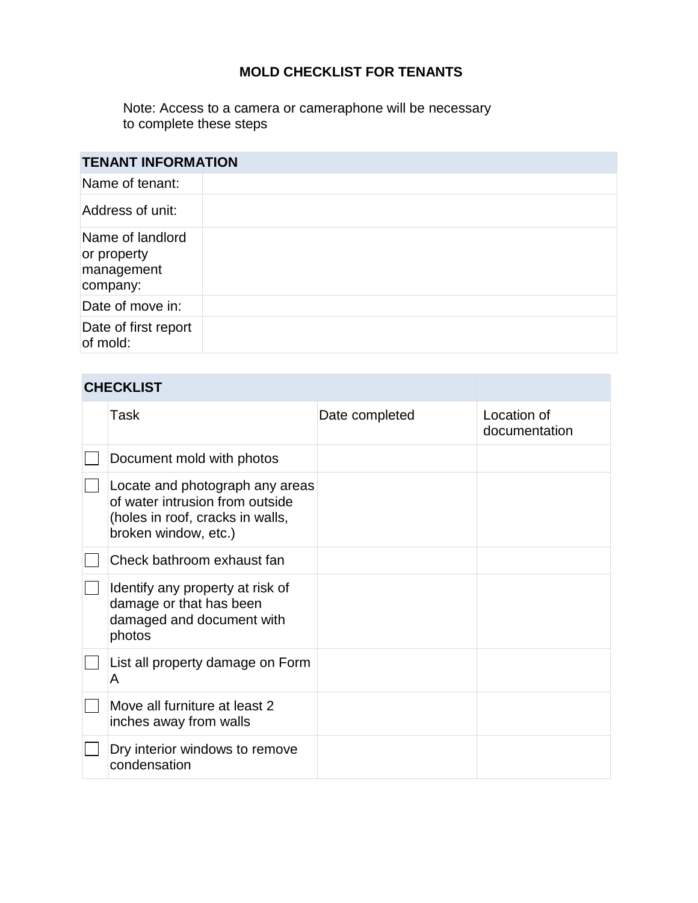**MOLD CHECKLIST FOR TENANTS**

Note: Access to a camera or cameraphone will be necessary to complete these steps

| TENANT INFORMATION | |
|---|---|
| Name of tenant: | |
| Address of unit: | |
| Name of landlord or property management company: | |
| Date of move in: | |
| Date of first report of mold: | |

| CHECKLIST | | | |
|---|---|---|---|
| | Task | Date completed | Location of documentation |
| ☐ | Document mold with photos | | |
| ☐ | Locate and photograph any areas of water intrusion from outside (holes in roof, cracks in walls, broken window, etc.) | | |
| ☐ | Check bathroom exhaust fan | | |
| ☐ | Identify any property at risk of damage or that has been damaged and document with photos | | |
| ☐ | List all property damage on Form A | | |
| ☐ | Move all furniture at least 2 inches away from walls | | |
| ☐ | Dry interior windows to remove condensation | | |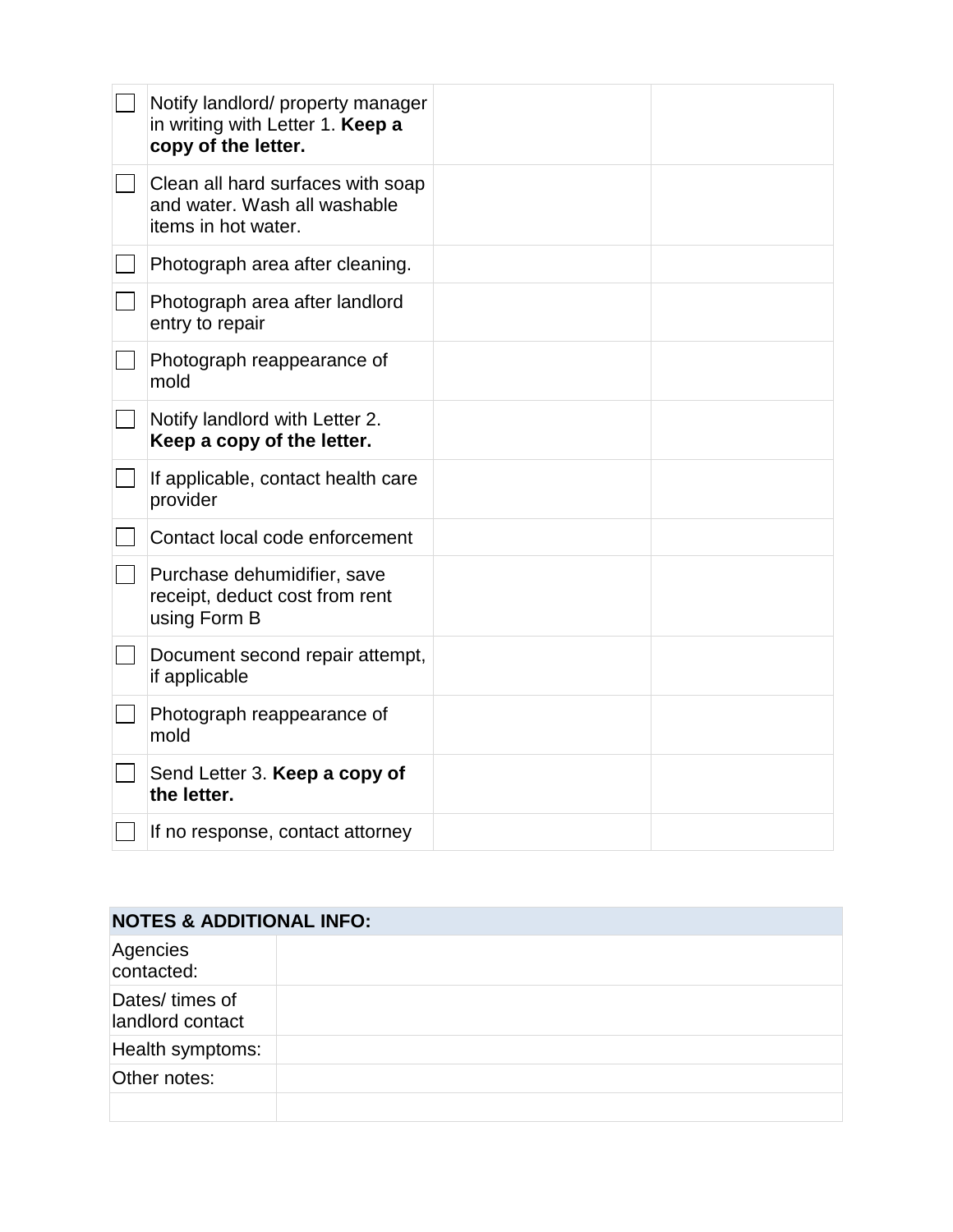| | | | |
|---|---|---|---|
| ☐ | Notify landlord/ property manager in writing with Letter 1. **Keep a copy of the letter.** | | |
| ☐ | Clean all hard surfaces with soap and water. Wash all washable items in hot water. | | |
| ☐ | Photograph area after cleaning. | | |
| ☐ | Photograph area after landlord entry to repair | | |
| ☐ | Photograph reappearance of mold | | |
| ☐ | Notify landlord with Letter 2. **Keep a copy of the letter.** | | |
| ☐ | If applicable, contact health care provider | | |
| ☐ | Contact local code enforcement | | |
| ☐ | Purchase dehumidifier, save receipt, deduct cost from rent using Form B | | |
| ☐ | Document second repair attempt, if applicable | | |
| ☐ | Photograph reappearance of mold | | |
| ☐ | Send Letter 3. **Keep a copy of the letter.** | | |
| ☐ | If no response, contact attorney | | |

| **NOTES & ADDITIONAL INFO:** | |
|---|---|
| Agencies contacted: | |
| Dates/ times of landlord contact | |
| Health symptoms: | |
| Other notes: | |
| | |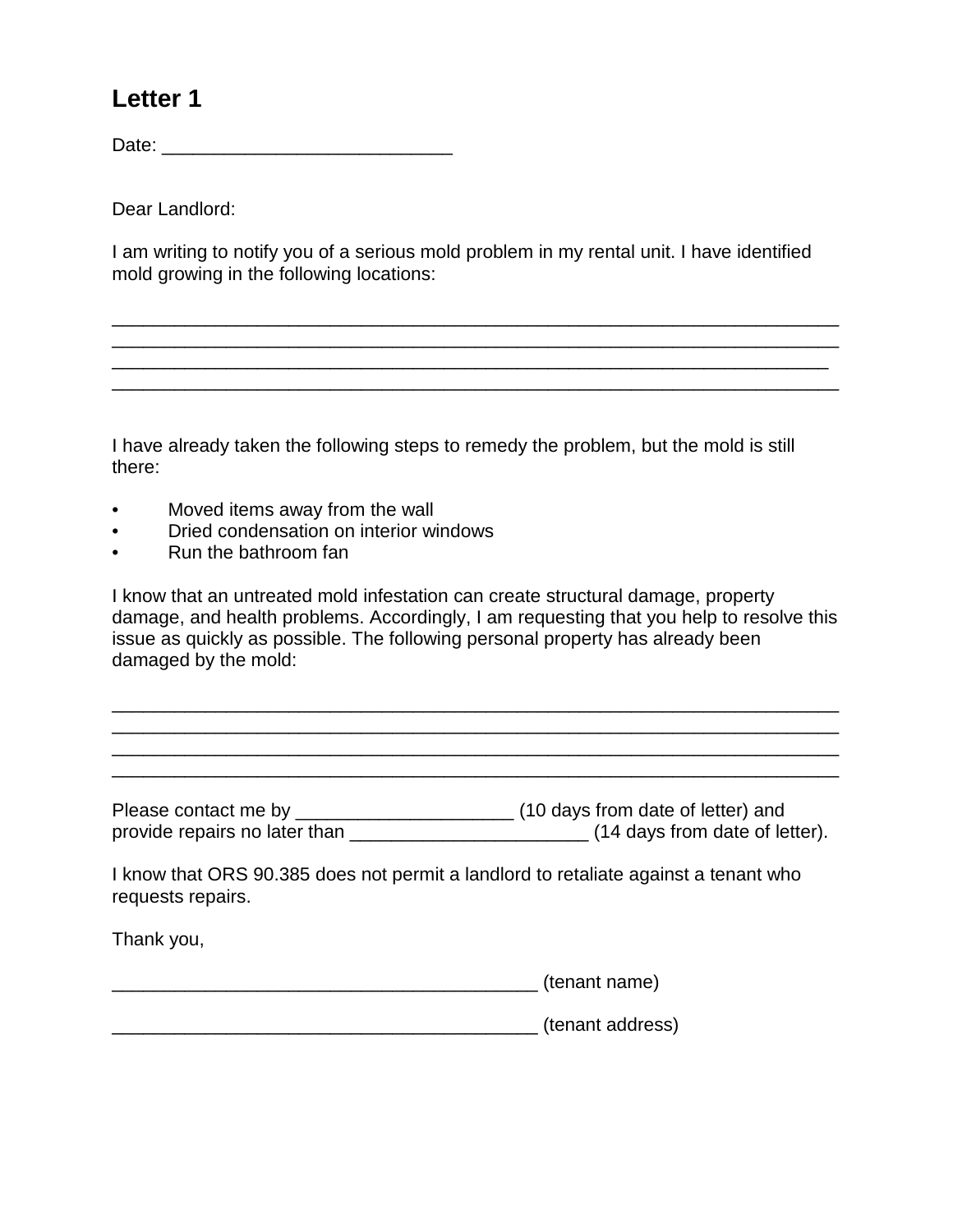## Letter 1

Date: ____________________________

Dear Landlord:

I am writing to notify you of a serious mold problem in my rental unit. I have identified mold growing in the following locations:

_______________________________________________________________________
_______________________________________________________________________
______________________________________________________________________
_______________________________________________________________________

I have already taken the following steps to remedy the problem, but the mold is still there:

- Moved items away from the wall
- Dried condensation on interior windows
- Run the bathroom fan

I know that an untreated mold infestation can create structural damage, property damage, and health problems. Accordingly, I am requesting that you help to resolve this issue as quickly as possible. The following personal property has already been damaged by the mold:

_______________________________________________________________________
_______________________________________________________________________
_______________________________________________________________________
_______________________________________________________________________

Please contact me by _____________________ (10 days from date of letter) and provide repairs no later than _______________________ (14 days from date of letter).

I know that ORS 90.385 does not permit a landlord to retaliate against a tenant who requests repairs.

Thank you,

_________________________________________ (tenant name)

_________________________________________ (tenant address)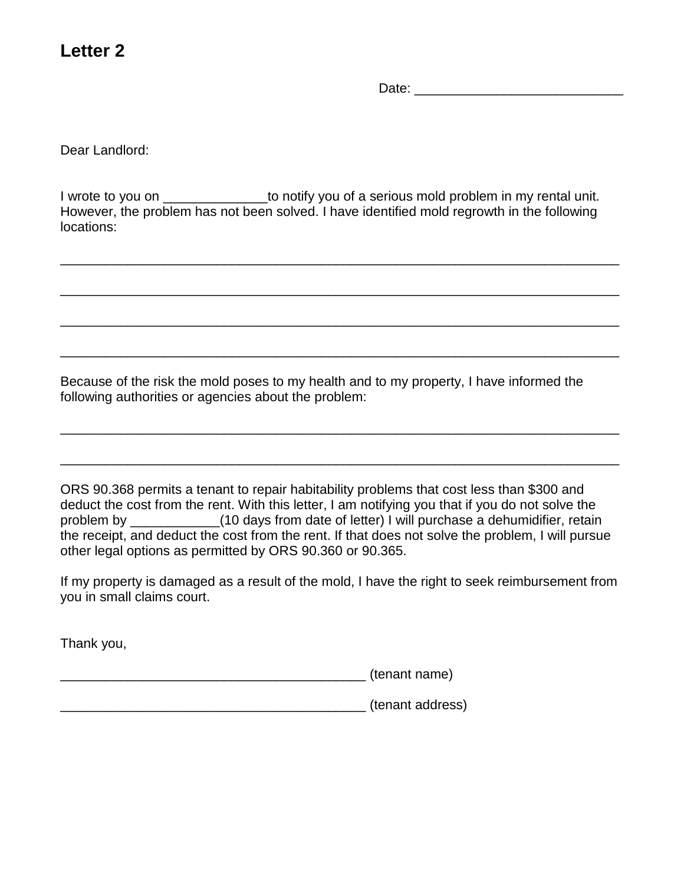## Letter 2

Date: ____________________________

Dear Landlord:

I wrote to you on ______________to notify you of a serious mold problem in my rental unit. However, the problem has not been solved. I have identified mold regrowth in the following locations:

_______________________________________________________________________________

_______________________________________________________________________________

_______________________________________________________________________________

_______________________________________________________________________________

Because of the risk the mold poses to my health and to my property, I have informed the following authorities or agencies about the problem:

_______________________________________________________________________________

_______________________________________________________________________________

ORS 90.368 permits a tenant to repair habitability problems that cost less than $300 and deduct the cost from the rent. With this letter, I am notifying you that if you do not solve the problem by ____________(10 days from date of letter) I will purchase a dehumidifier, retain the receipt, and deduct the cost from the rent. If that does not solve the problem, I will pursue other legal options as permitted by ORS 90.360 or 90.365.

If my property is damaged as a result of the mold, I have the right to seek reimbursement from you in small claims court.

Thank you,

__________________________________________ (tenant name)

__________________________________________ (tenant address)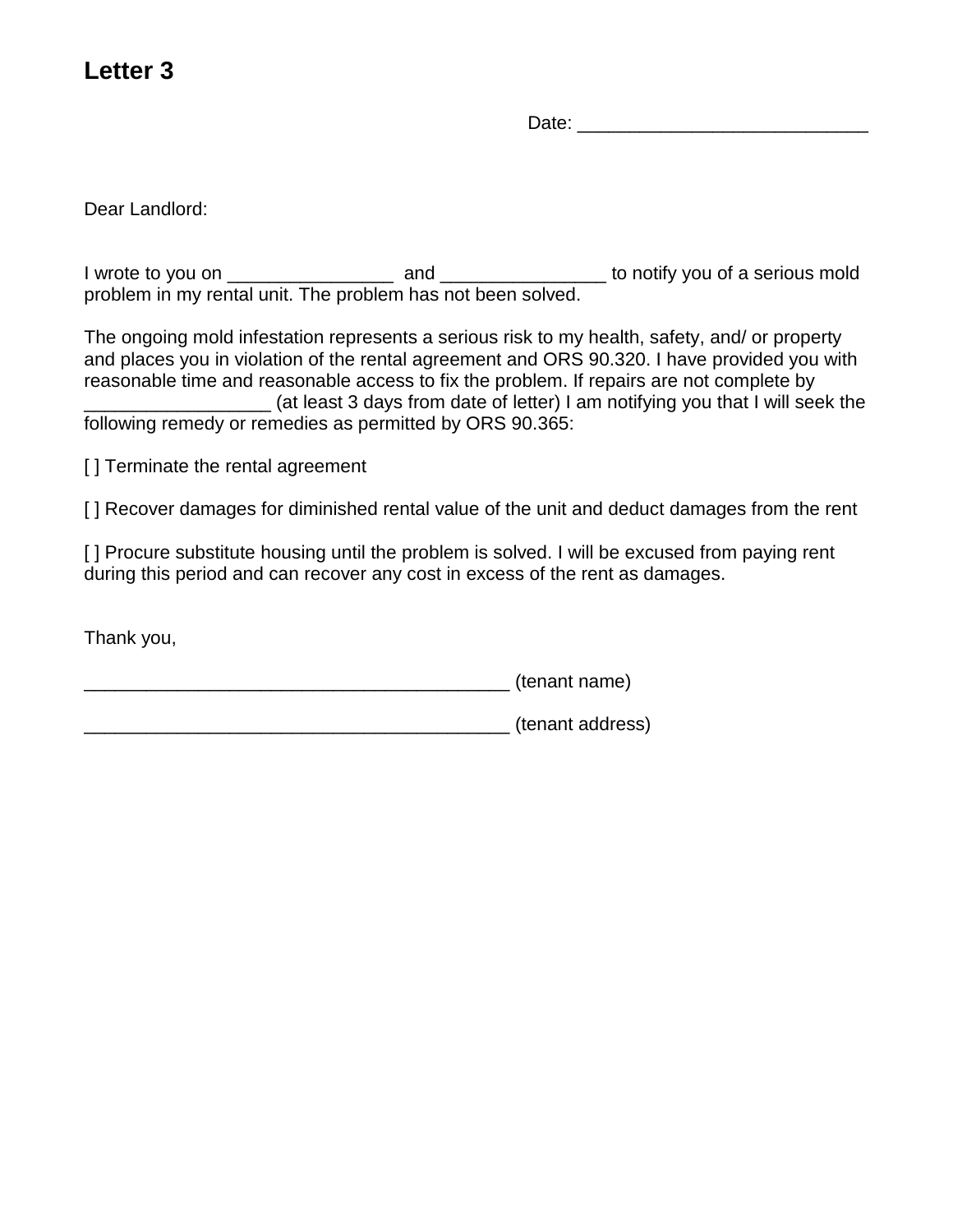## Letter 3

Date: ____________________________

Dear Landlord:

I wrote to you on ________________ and ________________ to notify you of a serious mold problem in my rental unit. The problem has not been solved.

The ongoing mold infestation represents a serious risk to my health, safety, and/ or property and places you in violation of the rental agreement and ORS 90.320. I have provided you with reasonable time and reasonable access to fix the problem. If repairs are not complete by __________________ (at least 3 days from date of letter) I am notifying you that I will seek the following remedy or remedies as permitted by ORS 90.365:

[ ] Terminate the rental agreement

[ ] Recover damages for diminished rental value of the unit and deduct damages from the rent

[ ] Procure substitute housing until the problem is solved. I will be excused from paying rent during this period and can recover any cost in excess of the rent as damages.

Thank you,

_________________________________________ (tenant name)

_________________________________________ (tenant address)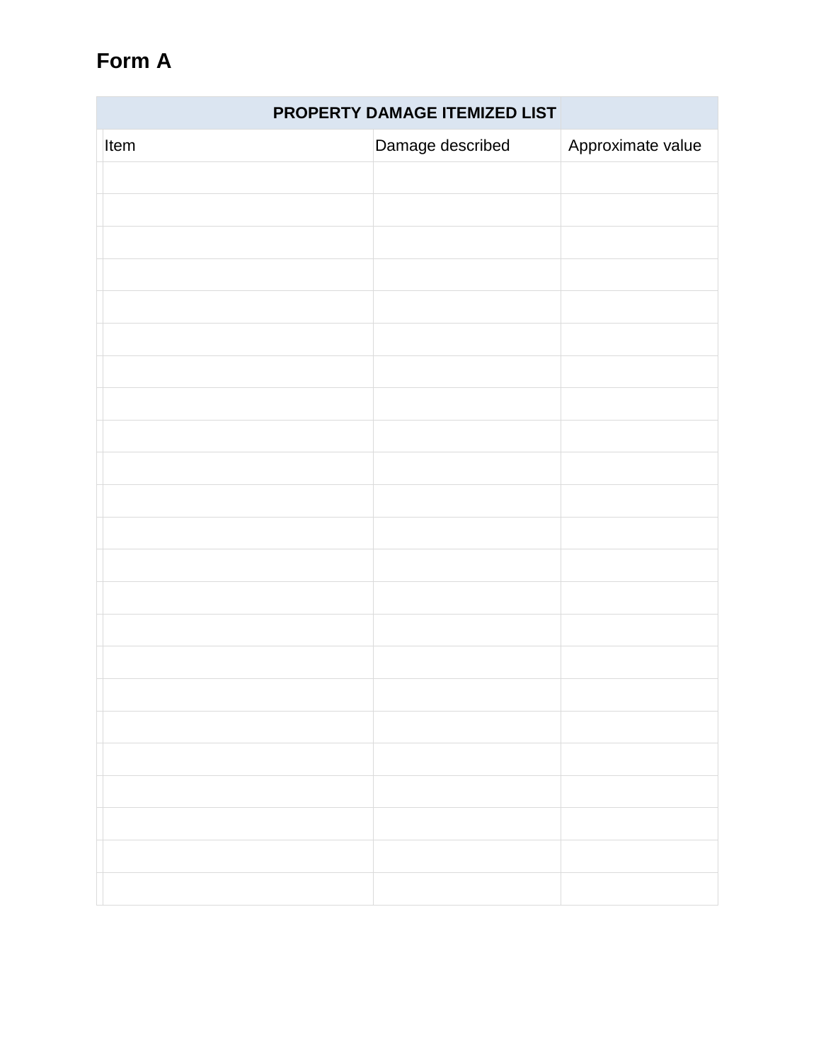## Form A

| PROPERTY DAMAGE ITEMIZED LIST | | |
|---|---|---|
| Item | Damage described | Approximate value |
| | | |
| | | |
| | | |
| | | |
| | | |
| | | |
| | | |
| | | |
| | | |
| | | |
| | | |
| | | |
| | | |
| | | |
| | | |
| | | |
| | | |
| | | |
| | | |
| | | |
| | | |
| | | |
| | | |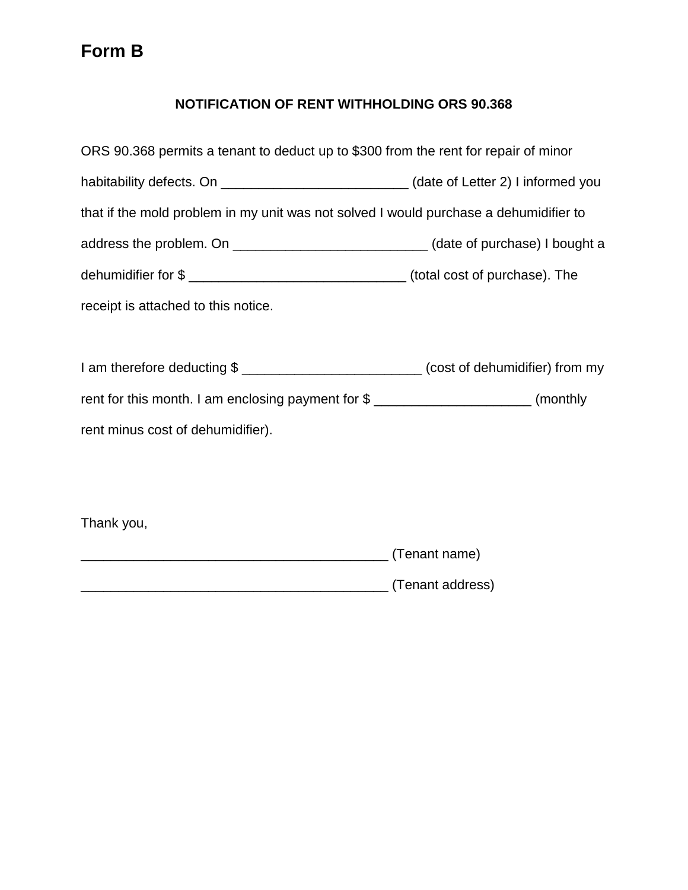# Form B

**NOTIFICATION OF RENT WITHHOLDING ORS 90.368**

ORS 90.368 permits a tenant to deduct up to $300 from the rent for repair of minor habitability defects. On _________________________ (date of Letter 2) I informed you that if the mold problem in my unit was not solved I would purchase a dehumidifier to address the problem. On __________________________ (date of purchase) I bought a dehumidifier for $ _____________________________ (total cost of purchase). The receipt is attached to this notice.

I am therefore deducting $ ________________________ (cost of dehumidifier) from my rent for this month. I am enclosing payment for $ ____________________ (monthly rent minus cost of dehumidifier).

Thank you,

_________________________________________ (Tenant name)

_________________________________________ (Tenant address)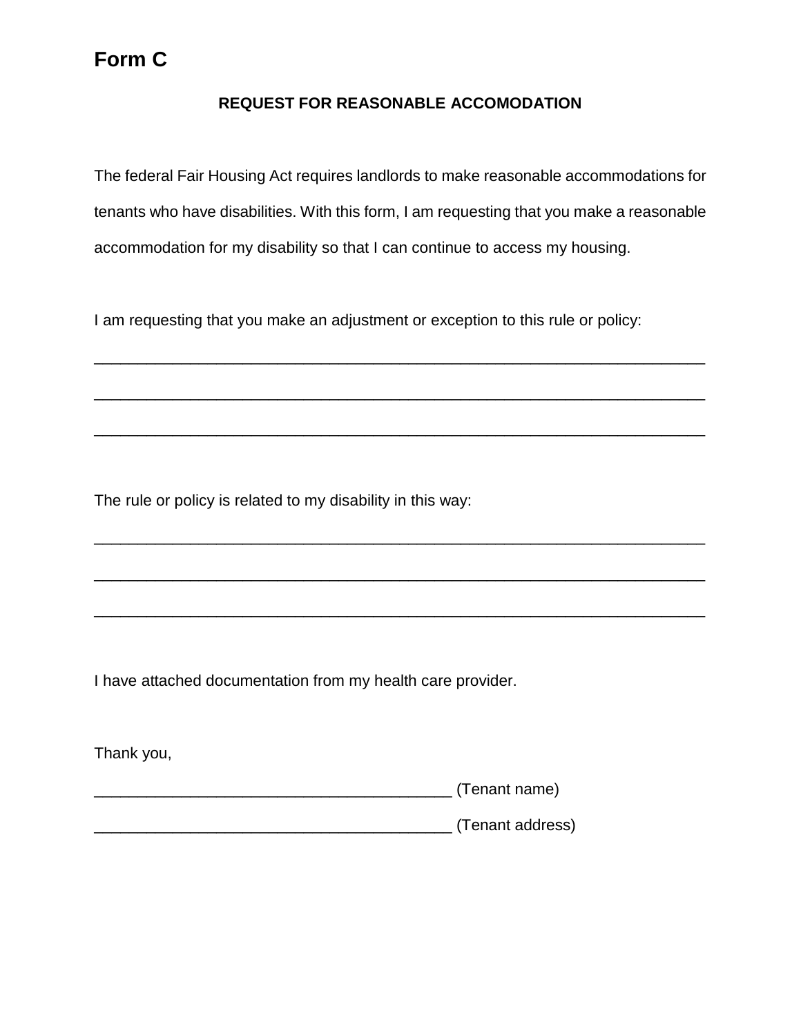# Form C

**REQUEST FOR REASONABLE ACCOMODATION**

The federal Fair Housing Act requires landlords to make reasonable accommodations for tenants who have disabilities. With this form, I am requesting that you make a reasonable accommodation for my disability so that I can continue to access my housing.

I am requesting that you make an adjustment or exception to this rule or policy:

_______________________________________________________________________

_______________________________________________________________________

_______________________________________________________________________

The rule or policy is related to my disability in this way:

_______________________________________________________________________

_______________________________________________________________________

_______________________________________________________________________

I have attached documentation from my health care provider.

Thank you,

_________________________________________ (Tenant name)

_________________________________________ (Tenant address)